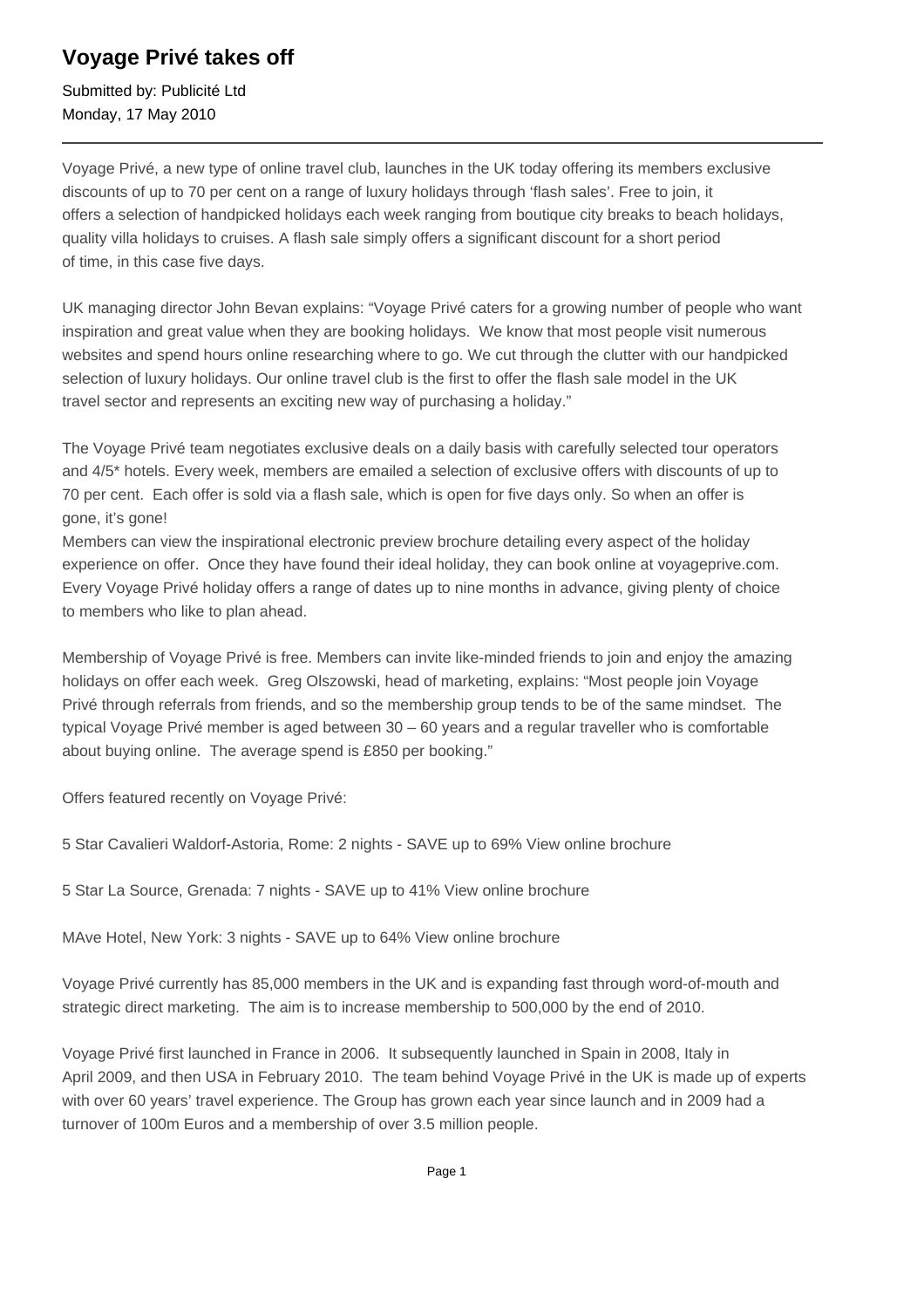# Voyage Privé takes off

Submitted by: Publicité Ltd
Monday, 17 May 2010

---

Voyage Privé, a new type of online travel club, launches in the UK today offering its members exclusive discounts of up to 70 per cent on a range of luxury holidays through 'flash sales'. Free to join, it offers a selection of handpicked holidays each week ranging from boutique city breaks to beach holidays, quality villa holidays to cruises. A flash sale simply offers a significant discount for a short period of time, in this case five days.

UK managing director John Bevan explains: "Voyage Privé caters for a growing number of people who want inspiration and great value when they are booking holidays. We know that most people visit numerous websites and spend hours online researching where to go. We cut through the clutter with our handpicked selection of luxury holidays. Our online travel club is the first to offer the flash sale model in the UK travel sector and represents an exciting new way of purchasing a holiday."

The Voyage Privé team negotiates exclusive deals on a daily basis with carefully selected tour operators and 4/5* hotels. Every week, members are emailed a selection of exclusive offers with discounts of up to 70 per cent. Each offer is sold via a flash sale, which is open for five days only. So when an offer is gone, it's gone!

Members can view the inspirational electronic preview brochure detailing every aspect of the holiday experience on offer. Once they have found their ideal holiday, they can book online at voyageprive.com. Every Voyage Privé holiday offers a range of dates up to nine months in advance, giving plenty of choice to members who like to plan ahead.

Membership of Voyage Privé is free. Members can invite like-minded friends to join and enjoy the amazing holidays on offer each week. Greg Olszowski, head of marketing, explains: "Most people join Voyage Privé through referrals from friends, and so the membership group tends to be of the same mindset. The typical Voyage Privé member is aged between 30 – 60 years and a regular traveller who is comfortable about buying online. The average spend is £850 per booking."

Offers featured recently on Voyage Privé:

5 Star Cavalieri Waldorf-Astoria, Rome: 2 nights - SAVE up to 69% View online brochure

5 Star La Source, Grenada: 7 nights - SAVE up to 41% View online brochure

MAve Hotel, New York: 3 nights - SAVE up to 64% View online brochure

Voyage Privé currently has 85,000 members in the UK and is expanding fast through word-of-mouth and strategic direct marketing. The aim is to increase membership to 500,000 by the end of 2010.

Voyage Privé first launched in France in 2006. It subsequently launched in Spain in 2008, Italy in April 2009, and then USA in February 2010. The team behind Voyage Privé in the UK is made up of experts with over 60 years' travel experience. The Group has grown each year since launch and in 2009 had a turnover of 100m Euros and a membership of over 3.5 million people.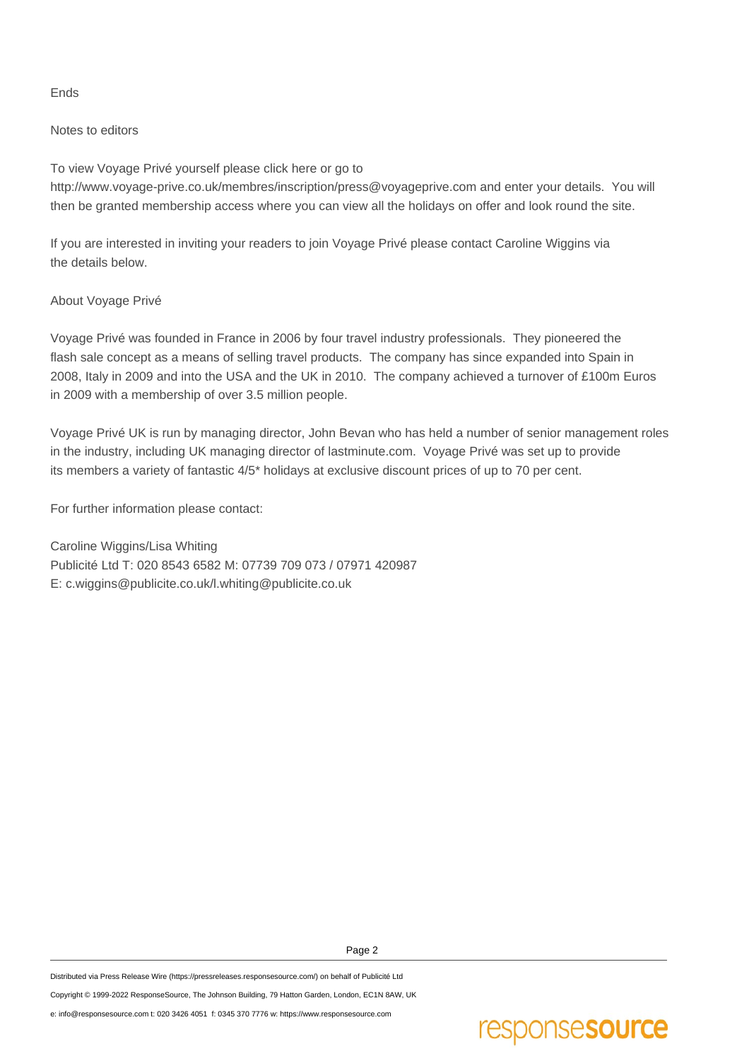Ends

Notes to editors

To view Voyage Privé yourself please click here or go to http://www.voyage-prive.co.uk/membres/inscription/press@voyageprive.com and enter your details. You will then be granted membership access where you can view all the holidays on offer and look round the site.

If you are interested in inviting your readers to join Voyage Privé please contact Caroline Wiggins via the details below.

About Voyage Privé

Voyage Privé was founded in France in 2006 by four travel industry professionals. They pioneered the flash sale concept as a means of selling travel products. The company has since expanded into Spain in 2008, Italy in 2009 and into the USA and the UK in 2010. The company achieved a turnover of £100m Euros in 2009 with a membership of over 3.5 million people.

Voyage Privé UK is run by managing director, John Bevan who has held a number of senior management roles in the industry, including UK managing director of lastminute.com. Voyage Privé was set up to provide its members a variety of fantastic 4/5* holidays at exclusive discount prices of up to 70 per cent.

For further information please contact:

Caroline Wiggins/Lisa Whiting
Publicité Ltd T: 020 8543 6582 M: 07739 709 073 / 07971 420987
E: c.wiggins@publicite.co.uk/l.whiting@publicite.co.uk